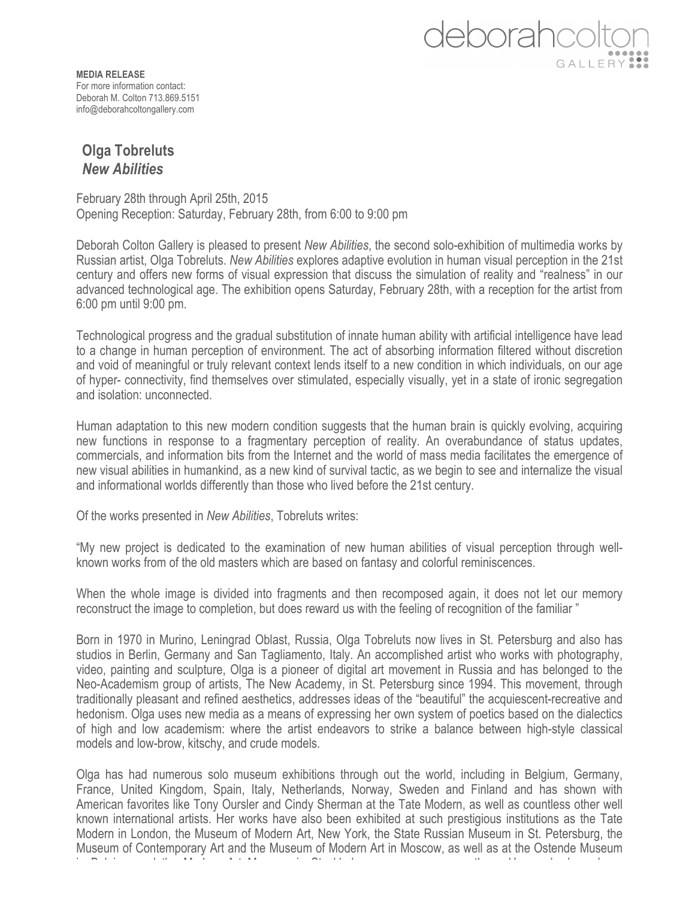deborahcolton GALLERY

**MEDIA RELEASE**
For more information contact:
Deborah M. Colton 713.869.5151
info@deborahcoltongallery.com

## Olga Tobreluts
## *New Abilities*

February 28th through April 25th, 2015
Opening Reception: Saturday, February 28th, from 6:00 to 9:00 pm

Deborah Colton Gallery is pleased to present *New Abilities*, the second solo-exhibition of multimedia works by Russian artist, Olga Tobreluts. *New Abilities* explores adaptive evolution in human visual perception in the 21st century and offers new forms of visual expression that discuss the simulation of reality and "realness" in our advanced technological age. The exhibition opens Saturday, February 28th, with a reception for the artist from 6:00 pm until 9:00 pm.

Technological progress and the gradual substitution of innate human ability with artificial intelligence have lead to a change in human perception of environment. The act of absorbing information filtered without discretion and void of meaningful or truly relevant context lends itself to a new condition in which individuals, on our age of hyper- connectivity, find themselves over stimulated, especially visually, yet in a state of ironic segregation and isolation: unconnected.

Human adaptation to this new modern condition suggests that the human brain is quickly evolving, acquiring new functions in response to a fragmentary perception of reality. An overabundance of status updates, commercials, and information bits from the Internet and the world of mass media facilitates the emergence of new visual abilities in humankind, as a new kind of survival tactic, as we begin to see and internalize the visual and informational worlds differently than those who lived before the 21st century.

Of the works presented in *New Abilities*, Tobreluts writes:

"My new project is dedicated to the examination of new human abilities of visual perception through well-known works from of the old masters which are based on fantasy and colorful reminiscences.

When the whole image is divided into fragments and then recomposed again, it does not let our memory reconstruct the image to completion, but does reward us with the feeling of recognition of the familiar "

Born in 1970 in Murino, Leningrad Oblast, Russia, Olga Tobreluts now lives in St. Petersburg and also has studios in Berlin, Germany and San Tagliamento, Italy. An accomplished artist who works with photography, video, painting and sculpture, Olga is a pioneer of digital art movement in Russia and has belonged to the Neo-Academism group of artists, The New Academy, in St. Petersburg since 1994. This movement, through traditionally pleasant and refined aesthetics, addresses ideas of the "beautiful" the acquiescent-recreative and hedonism. Olga uses new media as a means of expressing her own system of poetics based on the dialectics of high and low academism: where the artist endeavors to strike a balance between high-style classical models and low-brow, kitschy, and crude models.

Olga has had numerous solo museum exhibitions through out the world, including in Belgium, Germany, France, United Kingdom, Spain, Italy, Netherlands, Norway, Sweden and Finland and has shown with American favorites like Tony Oursler and Cindy Sherman at the Tate Modern, as well as countless other well known international artists. Her works have also been exhibited at such prestigious institutions as the Tate Modern in London, the Museum of Modern Art, New York, the State Russian Museum in St. Petersburg, the Museum of Contemporary Art and the Museum of Modern Art in Moscow, as well as at the Ostende Museum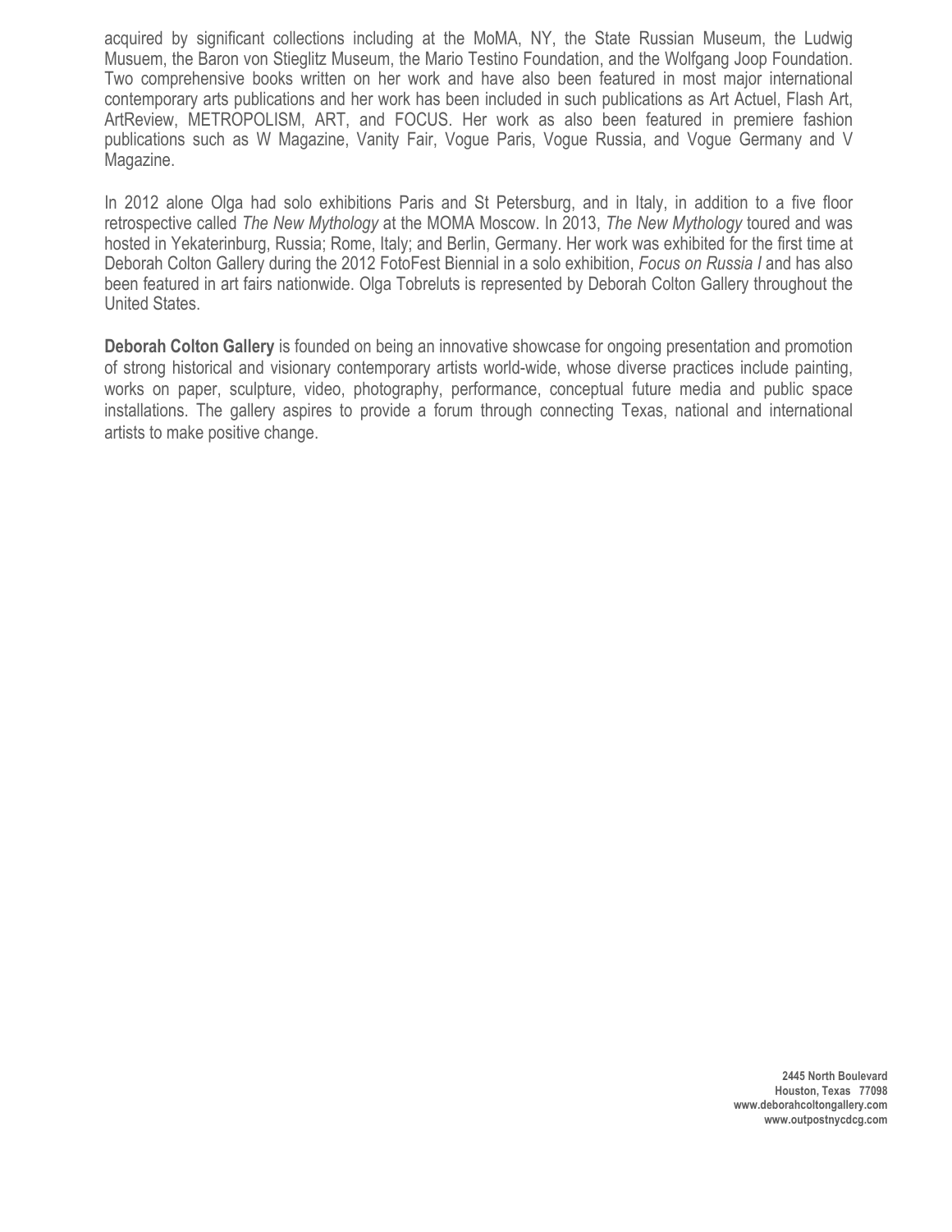acquired by significant collections including at the MoMA, NY, the State Russian Museum, the Ludwig Musuem, the Baron von Stieglitz Museum, the Mario Testino Foundation, and the Wolfgang Joop Foundation. Two comprehensive books written on her work and have also been featured in most major international contemporary arts publications and her work has been included in such publications as Art Actuel, Flash Art, ArtReview, METROPOLISM, ART, and FOCUS. Her work as also been featured in premiere fashion publications such as W Magazine, Vanity Fair, Vogue Paris, Vogue Russia, and Vogue Germany and V Magazine.

In 2012 alone Olga had solo exhibitions Paris and St Petersburg, and in Italy, in addition to a five floor retrospective called *The New Mythology* at the MOMA Moscow. In 2013, *The New Mythology* toured and was hosted in Yekaterinburg, Russia; Rome, Italy; and Berlin, Germany. Her work was exhibited for the first time at Deborah Colton Gallery during the 2012 FotoFest Biennial in a solo exhibition, *Focus on Russia I* and has also been featured in art fairs nationwide. Olga Tobreluts is represented by Deborah Colton Gallery throughout the United States.

**Deborah Colton Gallery** is founded on being an innovative showcase for ongoing presentation and promotion of strong historical and visionary contemporary artists world-wide, whose diverse practices include painting, works on paper, sculpture, video, photography, performance, conceptual future media and public space installations. The gallery aspires to provide a forum through connecting Texas, national and international artists to make positive change.

**2445 North Boulevard**
**Houston, Texas 77098**
**www.deborahcoltongallery.com**
**www.outpostnycdcg.com**